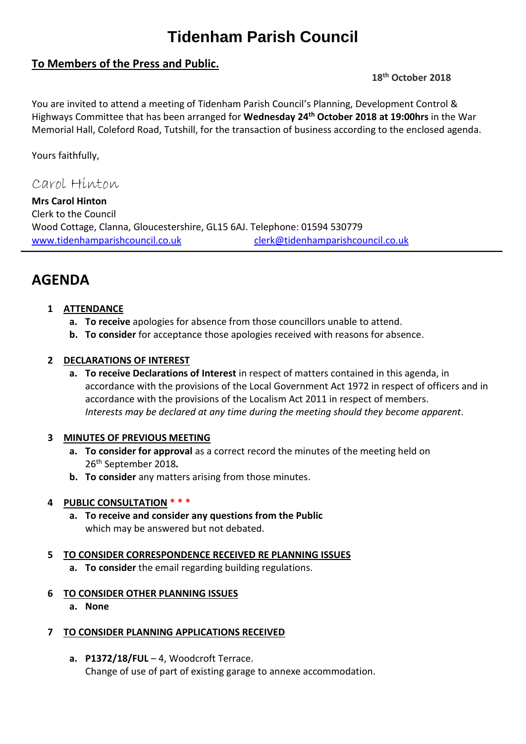# Tidenham Parish Council

**To Members of the Press and Public.**

**18th October 2018**

You are invited to attend a meeting of Tidenham Parish Council's Planning, Development Control & Highways Committee that has been arranged for **Wednesday 24th October 2018 at 19:00hrs** in the War Memorial Hall, Coleford Road, Tutshill, for the transaction of business according to the enclosed agenda.

Yours faithfully,

Carol Hinton

**Mrs Carol Hinton**
Clerk to the Council
Wood Cottage, Clanna, Gloucestershire, GL15 6AJ. Telephone: 01594 530779
www.tidenhamparishcouncil.co.uk clerk@tidenhamparishcouncil.co.uk

---

## AGENDA

**1 ATTENDANCE**

- **a. To receive** apologies for absence from those councillors unable to attend.
- **b. To consider** for acceptance those apologies received with reasons for absence.

**2 DECLARATIONS OF INTEREST**

- **a. To receive Declarations of Interest** in respect of matters contained in this agenda, in accordance with the provisions of the Local Government Act 1972 in respect of officers and in accordance with the provisions of the Localism Act 2011 in respect of members.
  *Interests may be declared at any time during the meeting should they become apparent.*

**3 MINUTES OF PREVIOUS MEETING**

- **a. To consider for approval** as a correct record the minutes of the meeting held on 26th September 2018***.***
- **b. To consider** any matters arising from those minutes.

**4 PUBLIC CONSULTATION * * ***

- **a. To receive and consider any questions from the Public** which may be answered but not debated.

**5 TO CONSIDER CORRESPONDENCE RECEIVED RE PLANNING ISSUES**

- **a. To consider** the email regarding building regulations.

**6 TO CONSIDER OTHER PLANNING ISSUES**

- **a. None**

**7 TO CONSIDER PLANNING APPLICATIONS RECEIVED**

- **a. P1372/18/FUL** – 4, Woodcroft Terrace.
  Change of use of part of existing garage to annexe accommodation.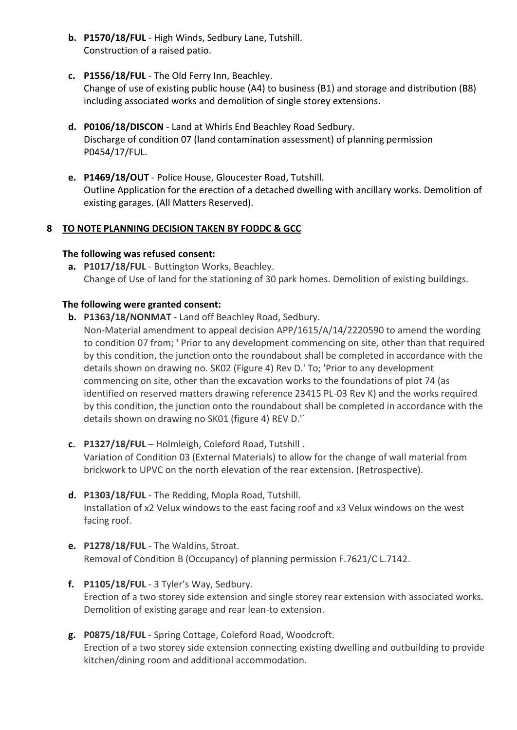b. **P1570/18/FUL** - High Winds, Sedbury Lane, Tutshill.
   Construction of a raised patio.

c. **P1556/18/FUL** - The Old Ferry Inn, Beachley.
   Change of use of existing public house (A4) to business (B1) and storage and distribution (B8) including associated works and demolition of single storey extensions.

d. **P0106/18/DISCON** - Land at Whirls End Beachley Road Sedbury.
   Discharge of condition 07 (land contamination assessment) of planning permission P0454/17/FUL.

e. **P1469/18/OUT** - Police House, Gloucester Road, Tutshill.
   Outline Application for the erection of a detached dwelling with ancillary works. Demolition of existing garages. (All Matters Reserved).

## 8 TO NOTE PLANNING DECISION TAKEN BY FODDC & GCC

**The following was refused consent:**

a. **P1017/18/FUL** - Buttington Works, Beachley.
   Change of Use of land for the stationing of 30 park homes. Demolition of existing buildings.

**The following were granted consent:**

b. **P1363/18/NONMAT** - Land off Beachley Road, Sedbury.
   Non-Material amendment to appeal decision APP/1615/A/14/2220590 to amend the wording to condition 07 from; ' Prior to any development commencing on site, other than that required by this condition, the junction onto the roundabout shall be completed in accordance with the details shown on drawing no. SK02 (Figure 4) Rev D.' To; 'Prior to any development commencing on site, other than the excavation works to the foundations of plot 74 (as identified on reserved matters drawing reference 23415 PL-03 Rev K) and the works required by this condition, the junction onto the roundabout shall be completed in accordance with the details shown on drawing no SK01 (figure 4) REV D.'`

c. **P1327/18/FUL** – Holmleigh, Coleford Road, Tutshill .
   Variation of Condition 03 (External Materials) to allow for the change of wall material from brickwork to UPVC on the north elevation of the rear extension. (Retrospective).

d. **P1303/18/FUL** - The Redding, Mopla Road, Tutshill.
   Installation of x2 Velux windows to the east facing roof and x3 Velux windows on the west facing roof.

e. **P1278/18/FUL** - The Waldins, Stroat.
   Removal of Condition B (Occupancy) of planning permission F.7621/C L.7142.

f. **P1105/18/FUL** - 3 Tyler's Way, Sedbury.
   Erection of a two storey side extension and single storey rear extension with associated works. Demolition of existing garage and rear lean-to extension.

g. **P0875/18/FUL** - Spring Cottage, Coleford Road, Woodcroft.
   Erection of a two storey side extension connecting existing dwelling and outbuilding to provide kitchen/dining room and additional accommodation.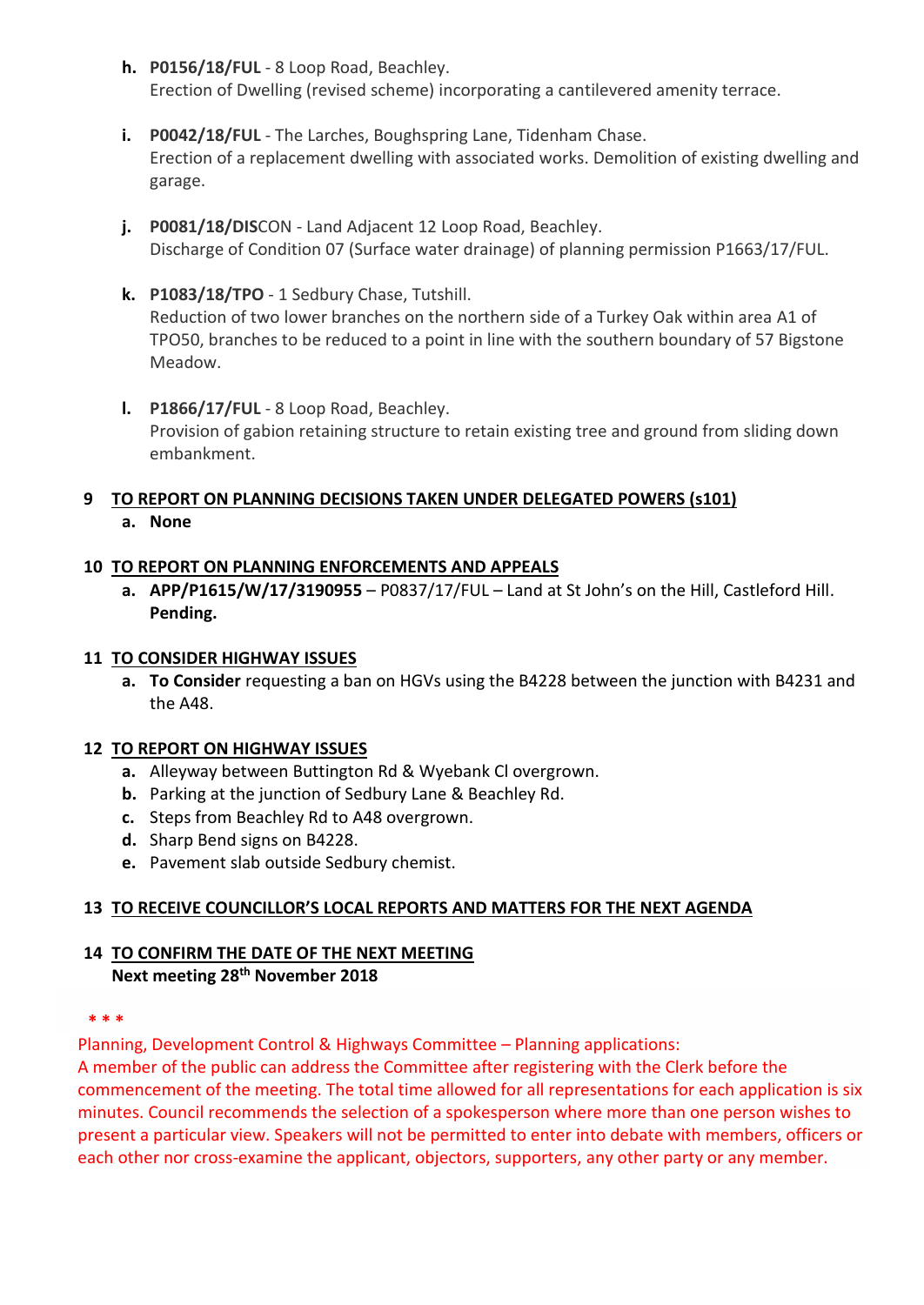h. **P0156/18/FUL** - 8 Loop Road, Beachley.
   Erection of Dwelling (revised scheme) incorporating a cantilevered amenity terrace.

i. **P0042/18/FUL** - The Larches, Boughspring Lane, Tidenham Chase.
   Erection of a replacement dwelling with associated works. Demolition of existing dwelling and garage.

j. **P0081/18/DIS**CON - Land Adjacent 12 Loop Road, Beachley.
   Discharge of Condition 07 (Surface water drainage) of planning permission P1663/17/FUL.

k. **P1083/18/TPO** - 1 Sedbury Chase, Tutshill.
   Reduction of two lower branches on the northern side of a Turkey Oak within area A1 of TPO50, branches to be reduced to a point in line with the southern boundary of 57 Bigstone Meadow.

l. **P1866/17/FUL** - 8 Loop Road, Beachley.
   Provision of gabion retaining structure to retain existing tree and ground from sliding down embankment.

**9 TO REPORT ON PLANNING DECISIONS TAKEN UNDER DELEGATED POWERS (s101)**

a. **None**

**10 TO REPORT ON PLANNING ENFORCEMENTS AND APPEALS**

a. **APP/P1615/W/17/3190955** – P0837/17/FUL – Land at St John's on the Hill, Castleford Hill. **Pending.**

**11 TO CONSIDER HIGHWAY ISSUES**

a. **To Consider** requesting a ban on HGVs using the B4228 between the junction with B4231 and the A48.

**12 TO REPORT ON HIGHWAY ISSUES**

a. Alleyway between Buttington Rd & Wyebank Cl overgrown.
b. Parking at the junction of Sedbury Lane & Beachley Rd.
c. Steps from Beachley Rd to A48 overgrown.
d. Sharp Bend signs on B4228.
e. Pavement slab outside Sedbury chemist.

**13 TO RECEIVE COUNCILLOR'S LOCAL REPORTS AND MATTERS FOR THE NEXT AGENDA**

**14 TO CONFIRM THE DATE OF THE NEXT MEETING**

**Next meeting 28th November 2018**

\* \* \*

Planning, Development Control & Highways Committee – Planning applications:
A member of the public can address the Committee after registering with the Clerk before the commencement of the meeting. The total time allowed for all representations for each application is six minutes. Council recommends the selection of a spokesperson where more than one person wishes to present a particular view. Speakers will not be permitted to enter into debate with members, officers or each other nor cross-examine the applicant, objectors, supporters, any other party or any member.